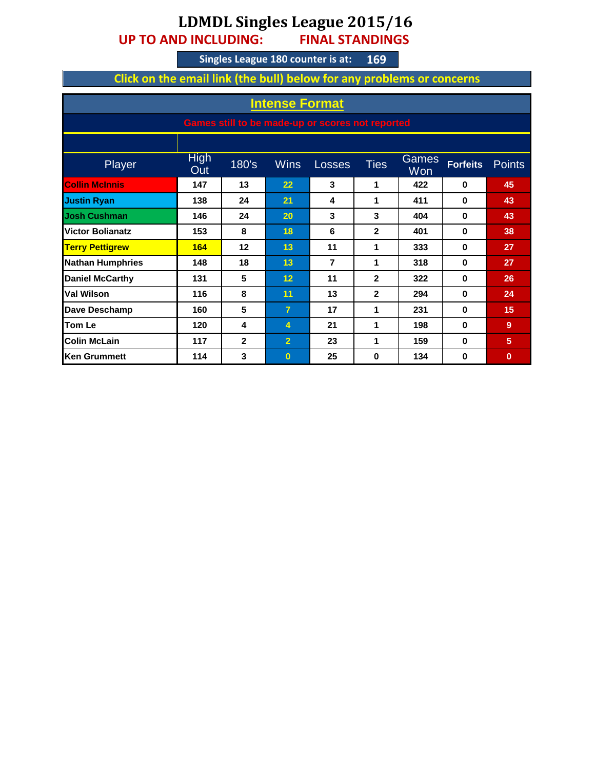# LDMDL Singles League 2015/16

**UP TO AND INCLUDING: FINAL STANDINGS**

**Singles League 180 counter is at: 169**

**Click on the email link (the bull) below for any problems or concerns**

## Intense Format

Games still to be made-up or scores not reported

| Player | High Out | 180's | Wins | Losses | Ties | Games Won | Forfeits | Points |
|---|---|---|---|---|---|---|---|---|
| Collin McInnis | 147 | 13 | 22 | 3 | 1 | 422 | 0 | 45 |
| Justin Ryan | 138 | 24 | 21 | 4 | 1 | 411 | 0 | 43 |
| Josh Cushman | 146 | 24 | 20 | 3 | 3 | 404 | 0 | 43 |
| Victor Bolianatz | 153 | 8 | 18 | 6 | 2 | 401 | 0 | 38 |
| Terry Pettigrew | 164 | 12 | 13 | 11 | 1 | 333 | 0 | 27 |
| Nathan Humphries | 148 | 18 | 13 | 7 | 1 | 318 | 0 | 27 |
| Daniel McCarthy | 131 | 5 | 12 | 11 | 2 | 322 | 0 | 26 |
| Val Wilson | 116 | 8 | 11 | 13 | 2 | 294 | 0 | 24 |
| Dave Deschamp | 160 | 5 | 7 | 17 | 1 | 231 | 0 | 15 |
| Tom Le | 120 | 4 | 4 | 21 | 1 | 198 | 0 | 9 |
| Colin McLain | 117 | 2 | 2 | 23 | 1 | 159 | 0 | 5 |
| Ken Grummett | 114 | 3 | 0 | 25 | 0 | 134 | 0 | 0 |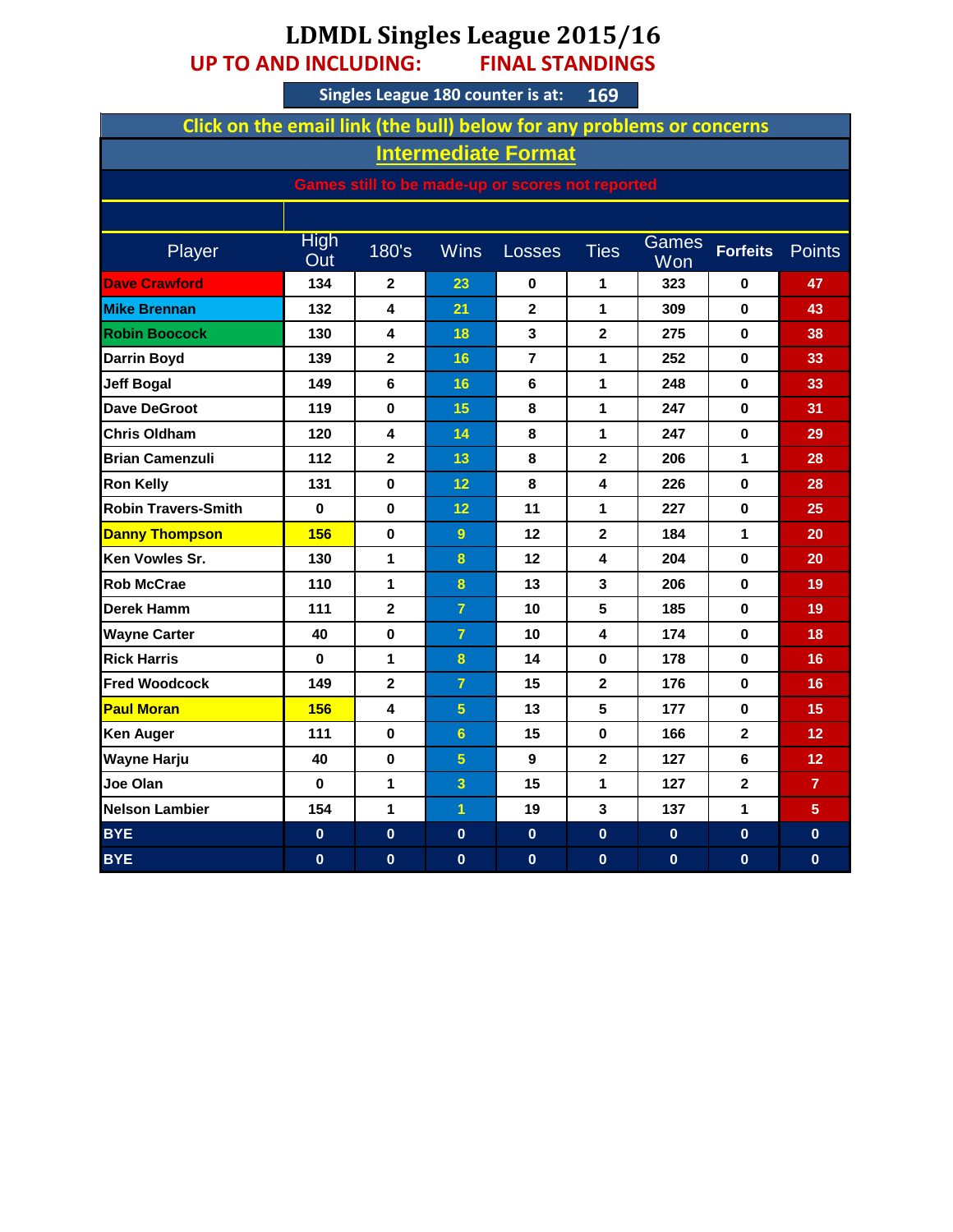# LDMDL Singles League 2015/16

**UP TO AND INCLUDING: FINAL STANDINGS**

**Singles League 180 counter is at: 169**

**Click on the email link (the bull) below for any problems or concerns**

**Intermediate Format**

**Games still to be made-up or scores not reported**

| Player | High Out | 180's | Wins | Losses | Ties | Games Won | Forfeits | Points |
|---|---|---|---|---|---|---|---|---|
| Dave Crawford | 134 | 2 | 23 | 0 | 1 | 323 | 0 | 47 |
| Mike Brennan | 132 | 4 | 21 | 2 | 1 | 309 | 0 | 43 |
| Robin Boocock | 130 | 4 | 18 | 3 | 2 | 275 | 0 | 38 |
| Darrin Boyd | 139 | 2 | 16 | 7 | 1 | 252 | 0 | 33 |
| Jeff Bogal | 149 | 6 | 16 | 6 | 1 | 248 | 0 | 33 |
| Dave DeGroot | 119 | 0 | 15 | 8 | 1 | 247 | 0 | 31 |
| Chris Oldham | 120 | 4 | 14 | 8 | 1 | 247 | 0 | 29 |
| Brian Camenzuli | 112 | 2 | 13 | 8 | 2 | 206 | 1 | 28 |
| Ron Kelly | 131 | 0 | 12 | 8 | 4 | 226 | 0 | 28 |
| Robin Travers-Smith | 0 | 0 | 12 | 11 | 1 | 227 | 0 | 25 |
| Danny Thompson | 156 | 0 | 9 | 12 | 2 | 184 | 1 | 20 |
| Ken Vowles Sr. | 130 | 1 | 8 | 12 | 4 | 204 | 0 | 20 |
| Rob McCrae | 110 | 1 | 8 | 13 | 3 | 206 | 0 | 19 |
| Derek Hamm | 111 | 2 | 7 | 10 | 5 | 185 | 0 | 19 |
| Wayne Carter | 40 | 0 | 7 | 10 | 4 | 174 | 0 | 18 |
| Rick Harris | 0 | 1 | 8 | 14 | 0 | 178 | 0 | 16 |
| Fred Woodcock | 149 | 2 | 7 | 15 | 2 | 176 | 0 | 16 |
| Paul Moran | 156 | 4 | 5 | 13 | 5 | 177 | 0 | 15 |
| Ken Auger | 111 | 0 | 6 | 15 | 0 | 166 | 2 | 12 |
| Wayne Harju | 40 | 0 | 5 | 9 | 2 | 127 | 6 | 12 |
| Joe Olan | 0 | 1 | 3 | 15 | 1 | 127 | 2 | 7 |
| Nelson Lambier | 154 | 1 | 1 | 19 | 3 | 137 | 1 | 5 |
| BYE | 0 | 0 | 0 | 0 | 0 | 0 | 0 | 0 |
| BYE | 0 | 0 | 0 | 0 | 0 | 0 | 0 | 0 |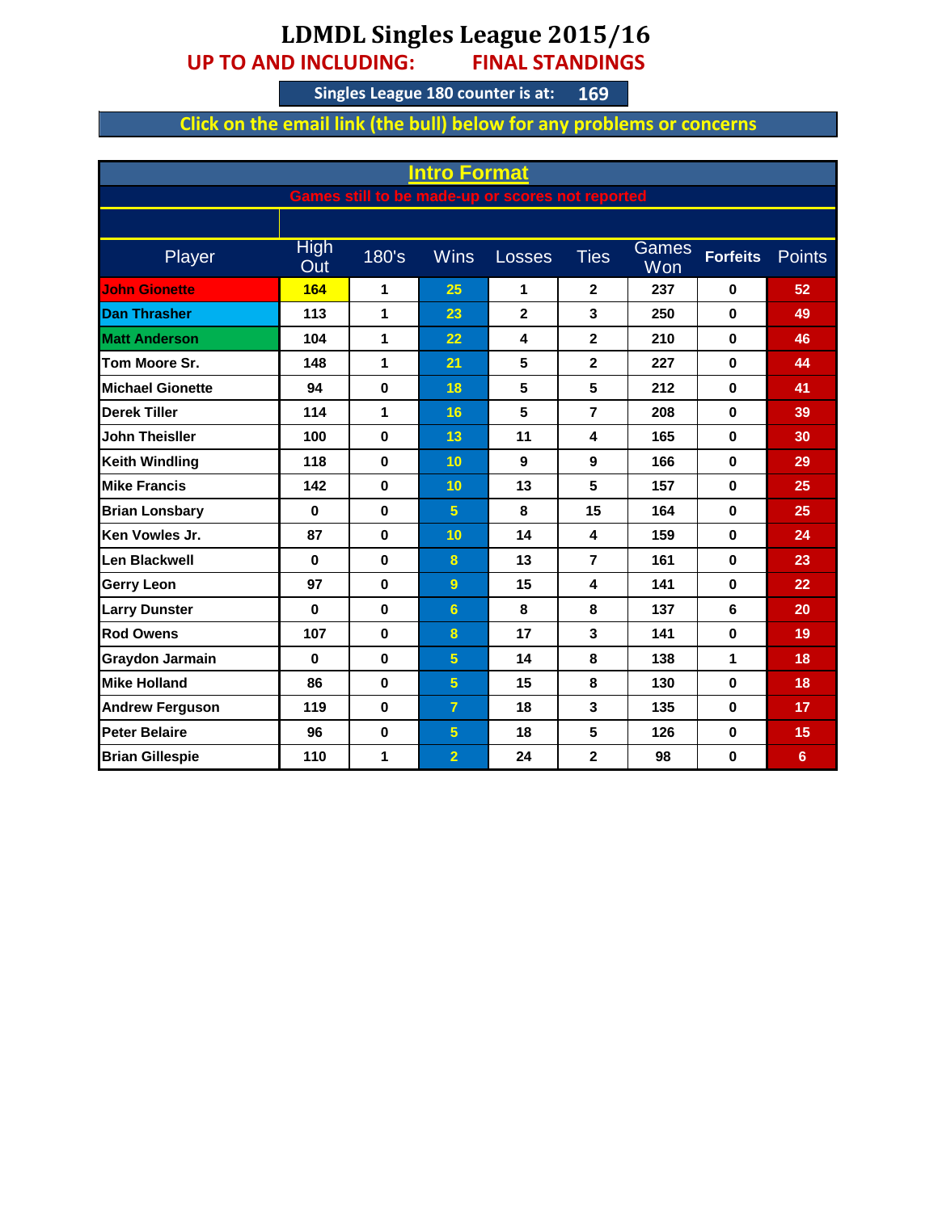# LDMDL Singles League 2015/16

**UP TO AND INCLUDING: FINAL STANDINGS**

**Singles League 180 counter is at: 169**

**Click on the email link (the bull) below for any problems or concerns**

## Intro Format

Games still to be made-up or scores not reported

| Player | High Out | 180's | Wins | Losses | Ties | Games Won | Forfeits | Points |
|---|---|---|---|---|---|---|---|---|
| John Gionette | 164 | 1 | 25 | 1 | 2 | 237 | 0 | 52 |
| Dan Thrasher | 113 | 1 | 23 | 2 | 3 | 250 | 0 | 49 |
| Matt Anderson | 104 | 1 | 22 | 4 | 2 | 210 | 0 | 46 |
| Tom Moore Sr. | 148 | 1 | 21 | 5 | 2 | 227 | 0 | 44 |
| Michael Gionette | 94 | 0 | 18 | 5 | 5 | 212 | 0 | 41 |
| Derek Tiller | 114 | 1 | 16 | 5 | 7 | 208 | 0 | 39 |
| John Theisller | 100 | 0 | 13 | 11 | 4 | 165 | 0 | 30 |
| Keith Windling | 118 | 0 | 10 | 9 | 9 | 166 | 0 | 29 |
| Mike Francis | 142 | 0 | 10 | 13 | 5 | 157 | 0 | 25 |
| Brian Lonsbary | 0 | 0 | 5 | 8 | 15 | 164 | 0 | 25 |
| Ken Vowles Jr. | 87 | 0 | 10 | 14 | 4 | 159 | 0 | 24 |
| Len Blackwell | 0 | 0 | 8 | 13 | 7 | 161 | 0 | 23 |
| Gerry Leon | 97 | 0 | 9 | 15 | 4 | 141 | 0 | 22 |
| Larry Dunster | 0 | 0 | 6 | 8 | 8 | 137 | 6 | 20 |
| Rod Owens | 107 | 0 | 8 | 17 | 3 | 141 | 0 | 19 |
| Graydon Jarmain | 0 | 0 | 5 | 14 | 8 | 138 | 1 | 18 |
| Mike Holland | 86 | 0 | 5 | 15 | 8 | 130 | 0 | 18 |
| Andrew Ferguson | 119 | 0 | 7 | 18 | 3 | 135 | 0 | 17 |
| Peter Belaire | 96 | 0 | 5 | 18 | 5 | 126 | 0 | 15 |
| Brian Gillespie | 110 | 1 | 2 | 24 | 2 | 98 | 0 | 6 |